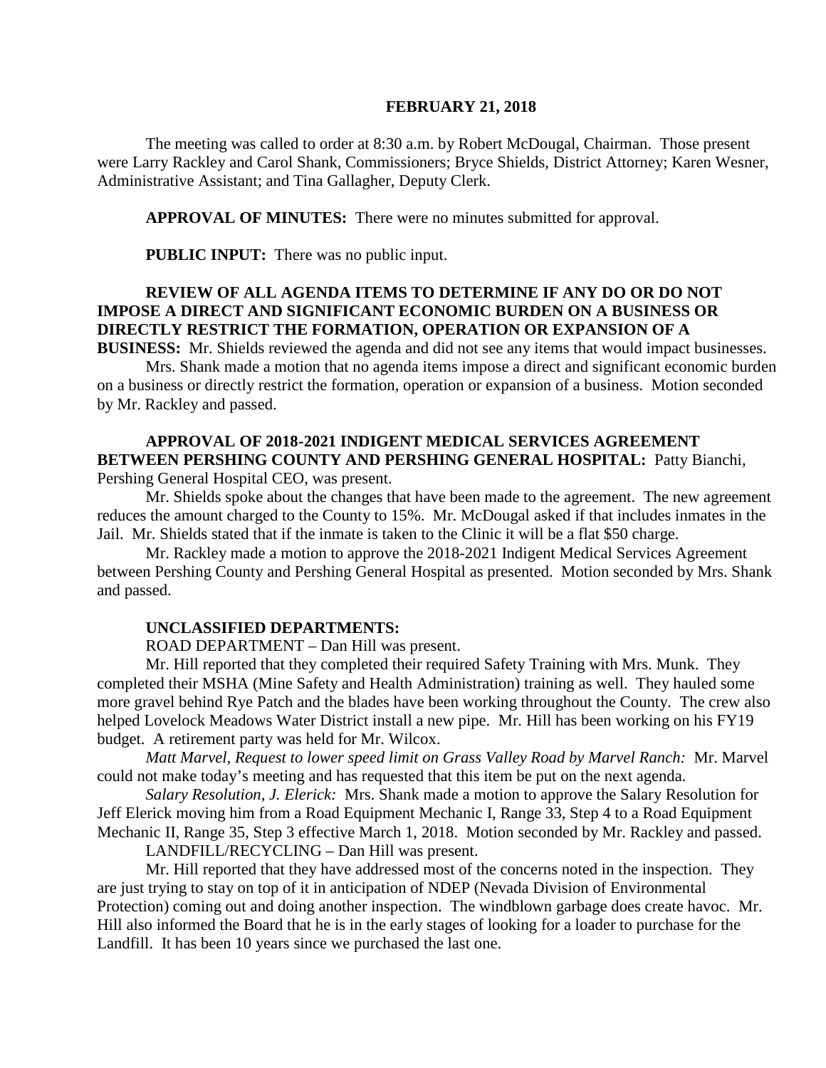**FEBRUARY 21, 2018**

The meeting was called to order at 8:30 a.m. by Robert McDougal, Chairman. Those present were Larry Rackley and Carol Shank, Commissioners; Bryce Shields, District Attorney; Karen Wesner, Administrative Assistant; and Tina Gallagher, Deputy Clerk.

**APPROVAL OF MINUTES:** There were no minutes submitted for approval.

**PUBLIC INPUT:** There was no public input.

**REVIEW OF ALL AGENDA ITEMS TO DETERMINE IF ANY DO OR DO NOT IMPOSE A DIRECT AND SIGNIFICANT ECONOMIC BURDEN ON A BUSINESS OR DIRECTLY RESTRICT THE FORMATION, OPERATION OR EXPANSION OF A BUSINESS:** Mr. Shields reviewed the agenda and did not see any items that would impact businesses.

Mrs. Shank made a motion that no agenda items impose a direct and significant economic burden on a business or directly restrict the formation, operation or expansion of a business. Motion seconded by Mr. Rackley and passed.

**APPROVAL OF 2018-2021 INDIGENT MEDICAL SERVICES AGREEMENT BETWEEN PERSHING COUNTY AND PERSHING GENERAL HOSPITAL:** Patty Bianchi, Pershing General Hospital CEO, was present.

Mr. Shields spoke about the changes that have been made to the agreement. The new agreement reduces the amount charged to the County to 15%. Mr. McDougal asked if that includes inmates in the Jail. Mr. Shields stated that if the inmate is taken to the Clinic it will be a flat $50 charge.

Mr. Rackley made a motion to approve the 2018-2021 Indigent Medical Services Agreement between Pershing County and Pershing General Hospital as presented. Motion seconded by Mrs. Shank and passed.

**UNCLASSIFIED DEPARTMENTS:**

ROAD DEPARTMENT – Dan Hill was present.

Mr. Hill reported that they completed their required Safety Training with Mrs. Munk. They completed their MSHA (Mine Safety and Health Administration) training as well. They hauled some more gravel behind Rye Patch and the blades have been working throughout the County. The crew also helped Lovelock Meadows Water District install a new pipe. Mr. Hill has been working on his FY19 budget. A retirement party was held for Mr. Wilcox.

*Matt Marvel, Request to lower speed limit on Grass Valley Road by Marvel Ranch:* Mr. Marvel could not make today's meeting and has requested that this item be put on the next agenda.

*Salary Resolution, J. Elerick:* Mrs. Shank made a motion to approve the Salary Resolution for Jeff Elerick moving him from a Road Equipment Mechanic I, Range 33, Step 4 to a Road Equipment Mechanic II, Range 35, Step 3 effective March 1, 2018. Motion seconded by Mr. Rackley and passed.

LANDFILL/RECYCLING – Dan Hill was present.

Mr. Hill reported that they have addressed most of the concerns noted in the inspection. They are just trying to stay on top of it in anticipation of NDEP (Nevada Division of Environmental Protection) coming out and doing another inspection. The windblown garbage does create havoc. Mr. Hill also informed the Board that he is in the early stages of looking for a loader to purchase for the Landfill. It has been 10 years since we purchased the last one.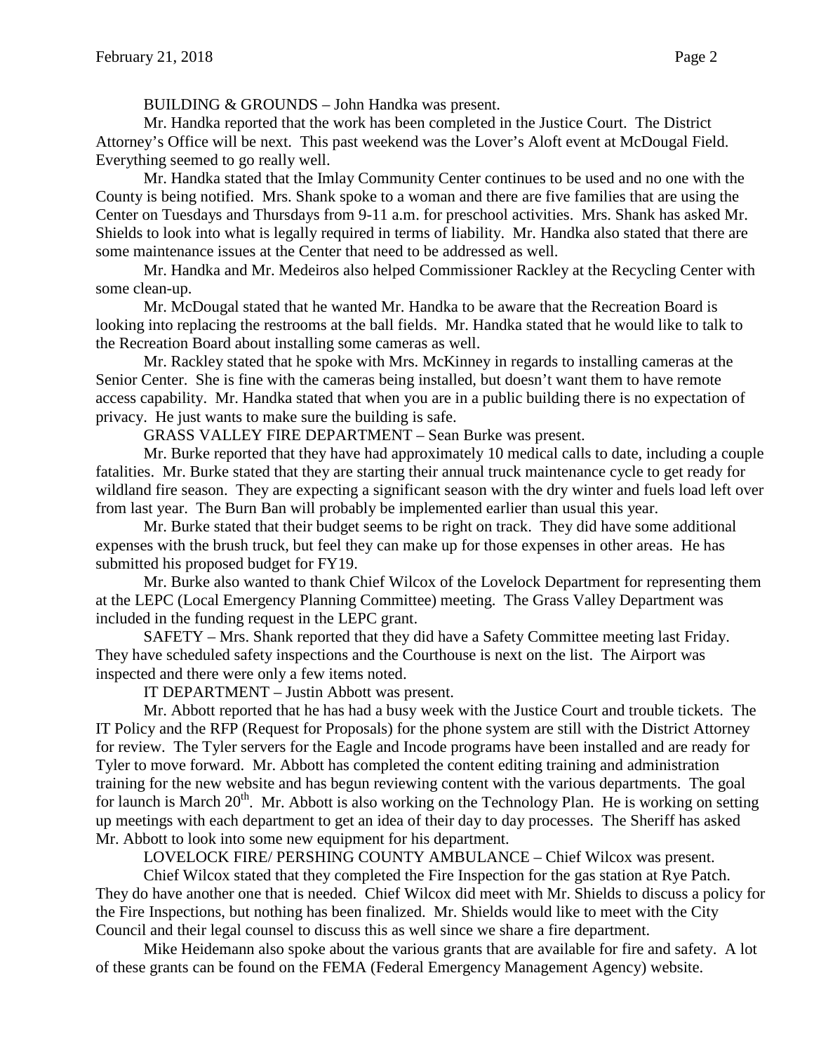BUILDING & GROUNDS – John Handka was present.

Mr. Handka reported that the work has been completed in the Justice Court. The District Attorney's Office will be next. This past weekend was the Lover's Aloft event at McDougal Field. Everything seemed to go really well.

Mr. Handka stated that the Imlay Community Center continues to be used and no one with the County is being notified. Mrs. Shank spoke to a woman and there are five families that are using the Center on Tuesdays and Thursdays from 9-11 a.m. for preschool activities. Mrs. Shank has asked Mr. Shields to look into what is legally required in terms of liability. Mr. Handka also stated that there are some maintenance issues at the Center that need to be addressed as well.

Mr. Handka and Mr. Medeiros also helped Commissioner Rackley at the Recycling Center with some clean-up.

Mr. McDougal stated that he wanted Mr. Handka to be aware that the Recreation Board is looking into replacing the restrooms at the ball fields. Mr. Handka stated that he would like to talk to the Recreation Board about installing some cameras as well.

Mr. Rackley stated that he spoke with Mrs. McKinney in regards to installing cameras at the Senior Center. She is fine with the cameras being installed, but doesn't want them to have remote access capability. Mr. Handka stated that when you are in a public building there is no expectation of privacy. He just wants to make sure the building is safe.

GRASS VALLEY FIRE DEPARTMENT – Sean Burke was present.

Mr. Burke reported that they have had approximately 10 medical calls to date, including a couple fatalities. Mr. Burke stated that they are starting their annual truck maintenance cycle to get ready for wildland fire season. They are expecting a significant season with the dry winter and fuels load left over from last year. The Burn Ban will probably be implemented earlier than usual this year.

Mr. Burke stated that their budget seems to be right on track. They did have some additional expenses with the brush truck, but feel they can make up for those expenses in other areas. He has submitted his proposed budget for FY19.

Mr. Burke also wanted to thank Chief Wilcox of the Lovelock Department for representing them at the LEPC (Local Emergency Planning Committee) meeting. The Grass Valley Department was included in the funding request in the LEPC grant.

SAFETY – Mrs. Shank reported that they did have a Safety Committee meeting last Friday. They have scheduled safety inspections and the Courthouse is next on the list. The Airport was inspected and there were only a few items noted.

IT DEPARTMENT – Justin Abbott was present.

Mr. Abbott reported that he has had a busy week with the Justice Court and trouble tickets. The IT Policy and the RFP (Request for Proposals) for the phone system are still with the District Attorney for review. The Tyler servers for the Eagle and Incode programs have been installed and are ready for Tyler to move forward. Mr. Abbott has completed the content editing training and administration training for the new website and has begun reviewing content with the various departments. The goal for launch is March 20th. Mr. Abbott is also working on the Technology Plan. He is working on setting up meetings with each department to get an idea of their day to day processes. The Sheriff has asked Mr. Abbott to look into some new equipment for his department.

LOVELOCK FIRE/ PERSHING COUNTY AMBULANCE – Chief Wilcox was present.

Chief Wilcox stated that they completed the Fire Inspection for the gas station at Rye Patch. They do have another one that is needed. Chief Wilcox did meet with Mr. Shields to discuss a policy for the Fire Inspections, but nothing has been finalized. Mr. Shields would like to meet with the City Council and their legal counsel to discuss this as well since we share a fire department.

Mike Heidemann also spoke about the various grants that are available for fire and safety. A lot of these grants can be found on the FEMA (Federal Emergency Management Agency) website.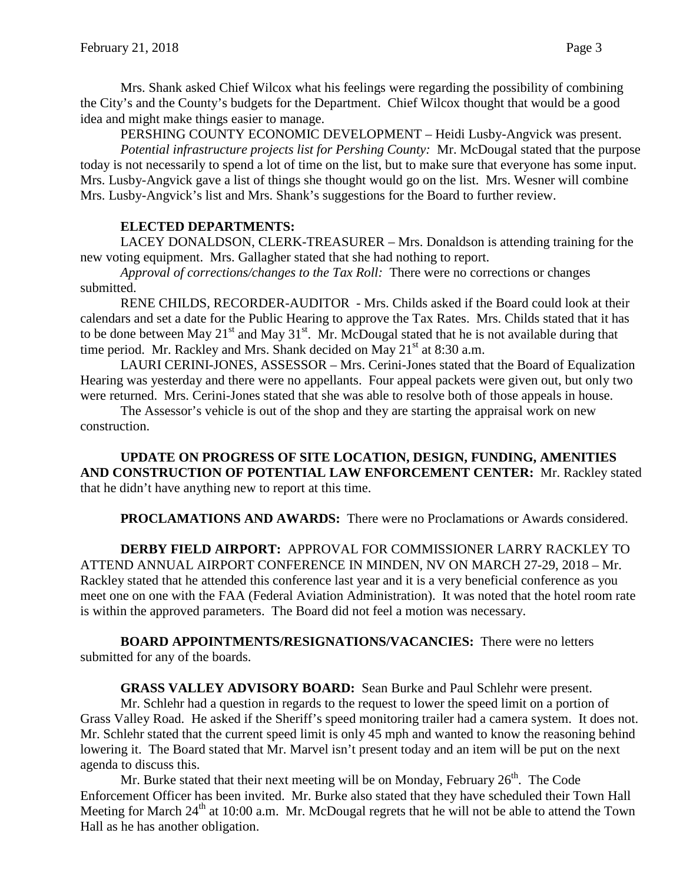Mrs. Shank asked Chief Wilcox what his feelings were regarding the possibility of combining the City's and the County's budgets for the Department. Chief Wilcox thought that would be a good idea and might make things easier to manage.

PERSHING COUNTY ECONOMIC DEVELOPMENT – Heidi Lusby-Angvick was present.

*Potential infrastructure projects list for Pershing County:* Mr. McDougal stated that the purpose today is not necessarily to spend a lot of time on the list, but to make sure that everyone has some input. Mrs. Lusby-Angvick gave a list of things she thought would go on the list. Mrs. Wesner will combine Mrs. Lusby-Angvick's list and Mrs. Shank's suggestions for the Board to further review.

**ELECTED DEPARTMENTS:**

LACEY DONALDSON, CLERK-TREASURER – Mrs. Donaldson is attending training for the new voting equipment. Mrs. Gallagher stated that she had nothing to report.

*Approval of corrections/changes to the Tax Roll:* There were no corrections or changes submitted.

RENE CHILDS, RECORDER-AUDITOR - Mrs. Childs asked if the Board could look at their calendars and set a date for the Public Hearing to approve the Tax Rates. Mrs. Childs stated that it has to be done between May 21st and May 31st. Mr. McDougal stated that he is not available during that time period. Mr. Rackley and Mrs. Shank decided on May 21st at 8:30 a.m.

LAURI CERINI-JONES, ASSESSOR – Mrs. Cerini-Jones stated that the Board of Equalization Hearing was yesterday and there were no appellants. Four appeal packets were given out, but only two were returned. Mrs. Cerini-Jones stated that she was able to resolve both of those appeals in house.

The Assessor's vehicle is out of the shop and they are starting the appraisal work on new construction.

**UPDATE ON PROGRESS OF SITE LOCATION, DESIGN, FUNDING, AMENITIES AND CONSTRUCTION OF POTENTIAL LAW ENFORCEMENT CENTER:** Mr. Rackley stated that he didn't have anything new to report at this time.

**PROCLAMATIONS AND AWARDS:** There were no Proclamations or Awards considered.

**DERBY FIELD AIRPORT:** APPROVAL FOR COMMISSIONER LARRY RACKLEY TO ATTEND ANNUAL AIRPORT CONFERENCE IN MINDEN, NV ON MARCH 27-29, 2018 – Mr. Rackley stated that he attended this conference last year and it is a very beneficial conference as you meet one on one with the FAA (Federal Aviation Administration). It was noted that the hotel room rate is within the approved parameters. The Board did not feel a motion was necessary.

**BOARD APPOINTMENTS/RESIGNATIONS/VACANCIES:** There were no letters submitted for any of the boards.

**GRASS VALLEY ADVISORY BOARD:** Sean Burke and Paul Schlehr were present.

Mr. Schlehr had a question in regards to the request to lower the speed limit on a portion of Grass Valley Road. He asked if the Sheriff's speed monitoring trailer had a camera system. It does not. Mr. Schlehr stated that the current speed limit is only 45 mph and wanted to know the reasoning behind lowering it. The Board stated that Mr. Marvel isn't present today and an item will be put on the next agenda to discuss this.

Mr. Burke stated that their next meeting will be on Monday, February 26th. The Code Enforcement Officer has been invited. Mr. Burke also stated that they have scheduled their Town Hall Meeting for March 24th at 10:00 a.m. Mr. McDougal regrets that he will not be able to attend the Town Hall as he has another obligation.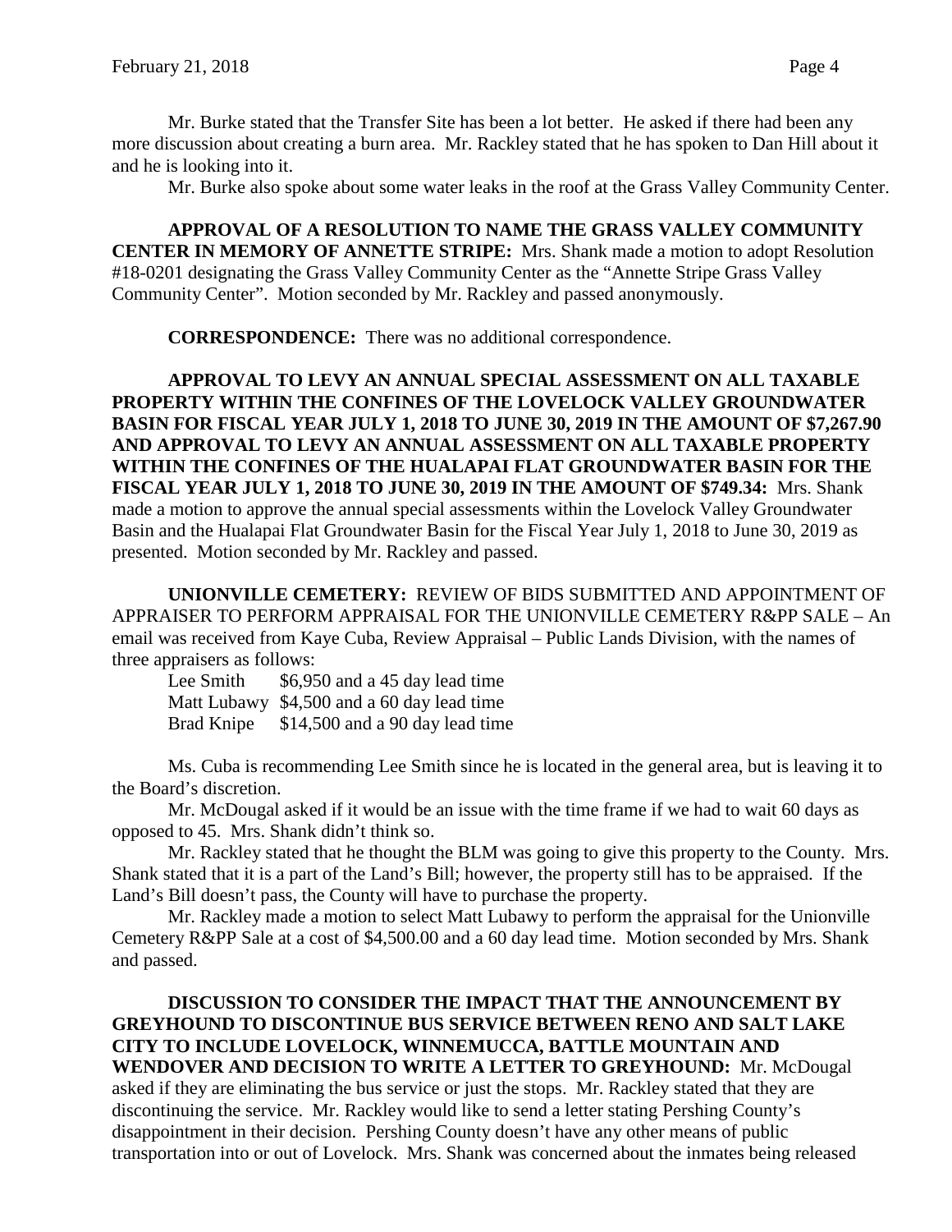Mr. Burke stated that the Transfer Site has been a lot better. He asked if there had been any more discussion about creating a burn area. Mr. Rackley stated that he has spoken to Dan Hill about it and he is looking into it.

Mr. Burke also spoke about some water leaks in the roof at the Grass Valley Community Center.

**APPROVAL OF A RESOLUTION TO NAME THE GRASS VALLEY COMMUNITY CENTER IN MEMORY OF ANNETTE STRIPE:** Mrs. Shank made a motion to adopt Resolution #18-0201 designating the Grass Valley Community Center as the "Annette Stripe Grass Valley Community Center". Motion seconded by Mr. Rackley and passed anonymously.

**CORRESPONDENCE:** There was no additional correspondence.

**APPROVAL TO LEVY AN ANNUAL SPECIAL ASSESSMENT ON ALL TAXABLE PROPERTY WITHIN THE CONFINES OF THE LOVELOCK VALLEY GROUNDWATER BASIN FOR FISCAL YEAR JULY 1, 2018 TO JUNE 30, 2019 IN THE AMOUNT OF $7,267.90 AND APPROVAL TO LEVY AN ANNUAL ASSESSMENT ON ALL TAXABLE PROPERTY WITHIN THE CONFINES OF THE HUALAPAI FLAT GROUNDWATER BASIN FOR THE FISCAL YEAR JULY 1, 2018 TO JUNE 30, 2019 IN THE AMOUNT OF $749.34:** Mrs. Shank made a motion to approve the annual special assessments within the Lovelock Valley Groundwater Basin and the Hualapai Flat Groundwater Basin for the Fiscal Year July 1, 2018 to June 30, 2019 as presented. Motion seconded by Mr. Rackley and passed.

**UNIONVILLE CEMETERY:** REVIEW OF BIDS SUBMITTED AND APPOINTMENT OF APPRAISER TO PERFORM APPRAISAL FOR THE UNIONVILLE CEMETERY R&PP SALE – An email was received from Kaye Cuba, Review Appraisal – Public Lands Division, with the names of three appraisers as follows:

| | |
|---|---|
| Lee Smith | $6,950 and a 45 day lead time |
| Matt Lubawy | $4,500 and a 60 day lead time |
| Brad Knipe | $14,500 and a 90 day lead time |

Ms. Cuba is recommending Lee Smith since he is located in the general area, but is leaving it to the Board's discretion.

Mr. McDougal asked if it would be an issue with the time frame if we had to wait 60 days as opposed to 45. Mrs. Shank didn't think so.

Mr. Rackley stated that he thought the BLM was going to give this property to the County. Mrs. Shank stated that it is a part of the Land's Bill; however, the property still has to be appraised. If the Land's Bill doesn't pass, the County will have to purchase the property.

Mr. Rackley made a motion to select Matt Lubawy to perform the appraisal for the Unionville Cemetery R&PP Sale at a cost of $4,500.00 and a 60 day lead time. Motion seconded by Mrs. Shank and passed.

**DISCUSSION TO CONSIDER THE IMPACT THAT THE ANNOUNCEMENT BY GREYHOUND TO DISCONTINUE BUS SERVICE BETWEEN RENO AND SALT LAKE CITY TO INCLUDE LOVELOCK, WINNEMUCCA, BATTLE MOUNTAIN AND WENDOVER AND DECISION TO WRITE A LETTER TO GREYHOUND:** Mr. McDougal asked if they are eliminating the bus service or just the stops. Mr. Rackley stated that they are discontinuing the service. Mr. Rackley would like to send a letter stating Pershing County's disappointment in their decision. Pershing County doesn't have any other means of public transportation into or out of Lovelock. Mrs. Shank was concerned about the inmates being released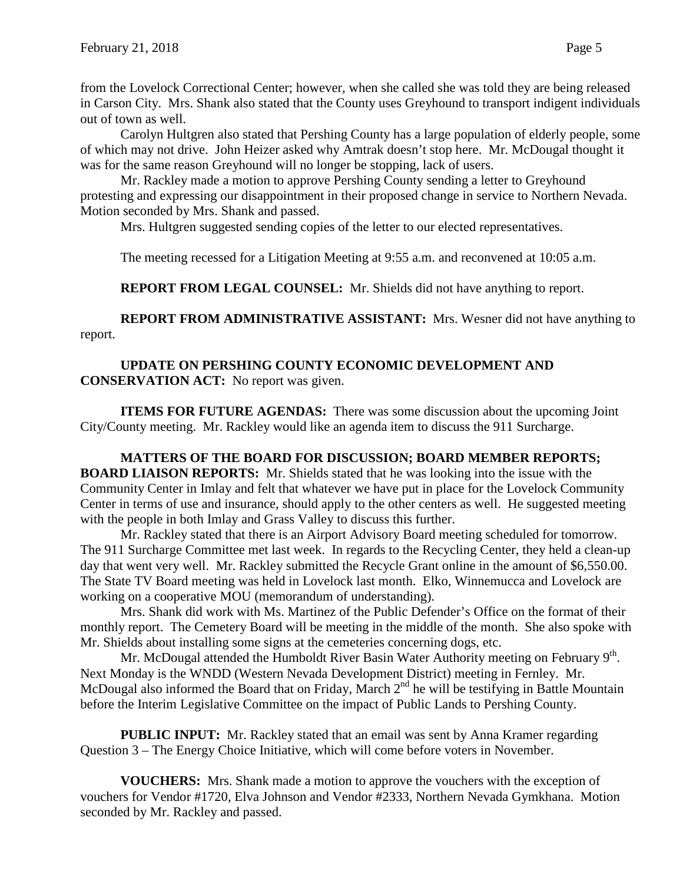from the Lovelock Correctional Center; however, when she called she was told they are being released in Carson City. Mrs. Shank also stated that the County uses Greyhound to transport indigent individuals out of town as well.

Carolyn Hultgren also stated that Pershing County has a large population of elderly people, some of which may not drive. John Heizer asked why Amtrak doesn't stop here. Mr. McDougal thought it was for the same reason Greyhound will no longer be stopping, lack of users.

Mr. Rackley made a motion to approve Pershing County sending a letter to Greyhound protesting and expressing our disappointment in their proposed change in service to Northern Nevada. Motion seconded by Mrs. Shank and passed.

Mrs. Hultgren suggested sending copies of the letter to our elected representatives.

The meeting recessed for a Litigation Meeting at 9:55 a.m. and reconvened at 10:05 a.m.

**REPORT FROM LEGAL COUNSEL:** Mr. Shields did not have anything to report.

**REPORT FROM ADMINISTRATIVE ASSISTANT:** Mrs. Wesner did not have anything to report.

**UPDATE ON PERSHING COUNTY ECONOMIC DEVELOPMENT AND CONSERVATION ACT:** No report was given.

**ITEMS FOR FUTURE AGENDAS:** There was some discussion about the upcoming Joint City/County meeting. Mr. Rackley would like an agenda item to discuss the 911 Surcharge.

**MATTERS OF THE BOARD FOR DISCUSSION; BOARD MEMBER REPORTS; BOARD LIAISON REPORTS:** Mr. Shields stated that he was looking into the issue with the Community Center in Imlay and felt that whatever we have put in place for the Lovelock Community Center in terms of use and insurance, should apply to the other centers as well. He suggested meeting with the people in both Imlay and Grass Valley to discuss this further.

Mr. Rackley stated that there is an Airport Advisory Board meeting scheduled for tomorrow. The 911 Surcharge Committee met last week. In regards to the Recycling Center, they held a clean-up day that went very well. Mr. Rackley submitted the Recycle Grant online in the amount of $6,550.00. The State TV Board meeting was held in Lovelock last month. Elko, Winnemucca and Lovelock are working on a cooperative MOU (memorandum of understanding).

Mrs. Shank did work with Ms. Martinez of the Public Defender's Office on the format of their monthly report. The Cemetery Board will be meeting in the middle of the month. She also spoke with Mr. Shields about installing some signs at the cemeteries concerning dogs, etc.

Mr. McDougal attended the Humboldt River Basin Water Authority meeting on February 9th. Next Monday is the WNDD (Western Nevada Development District) meeting in Fernley. Mr. McDougal also informed the Board that on Friday, March 2nd he will be testifying in Battle Mountain before the Interim Legislative Committee on the impact of Public Lands to Pershing County.

**PUBLIC INPUT:** Mr. Rackley stated that an email was sent by Anna Kramer regarding Question 3 – The Energy Choice Initiative, which will come before voters in November.

**VOUCHERS:** Mrs. Shank made a motion to approve the vouchers with the exception of vouchers for Vendor #1720, Elva Johnson and Vendor #2333, Northern Nevada Gymkhana. Motion seconded by Mr. Rackley and passed.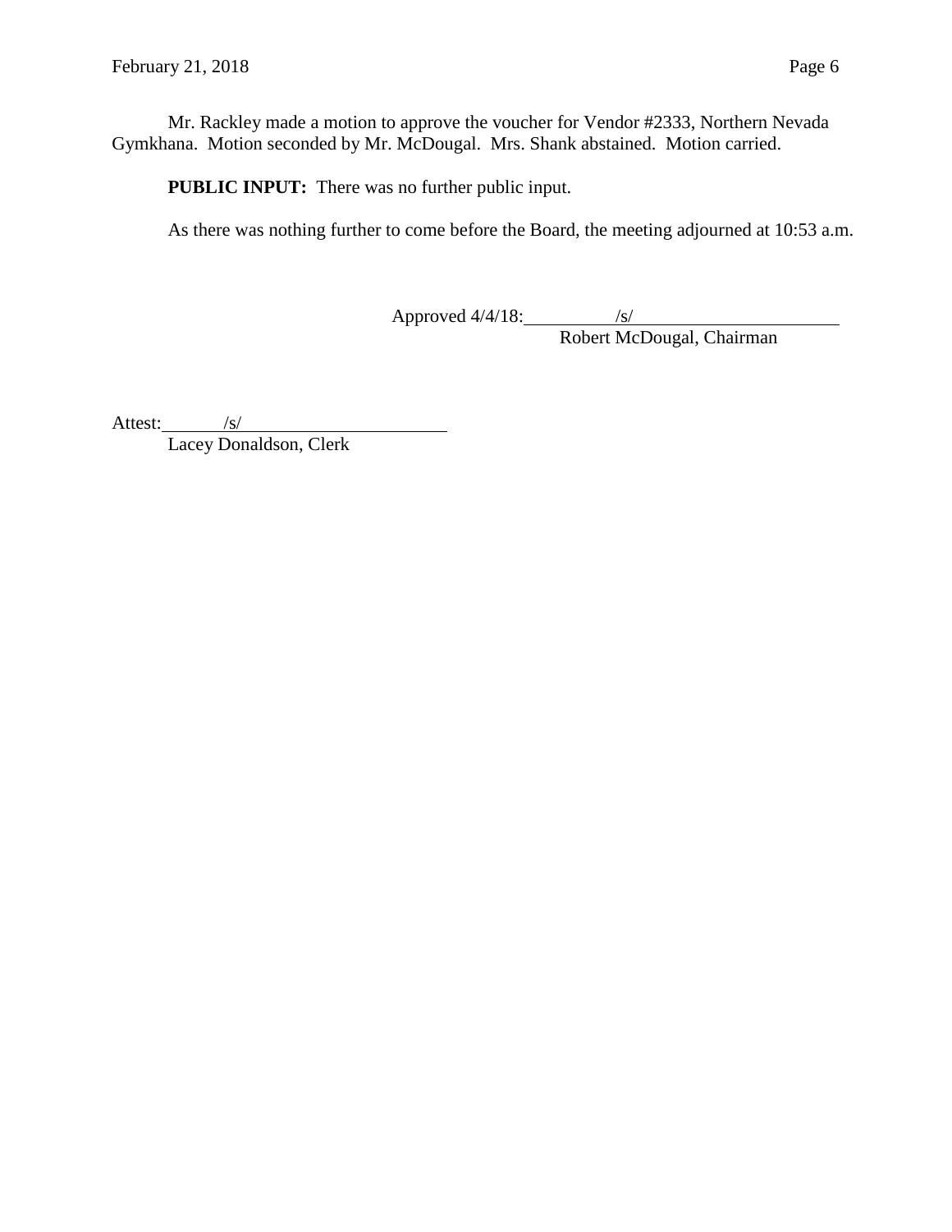Mr. Rackley made a motion to approve the voucher for Vendor #2333, Northern Nevada Gymkhana. Motion seconded by Mr. McDougal. Mrs. Shank abstained. Motion carried.

**PUBLIC INPUT:** There was no further public input.

As there was nothing further to come before the Board, the meeting adjourned at 10:53 a.m.

Approved 4/4/18: /s/
Robert McDougal, Chairman

Attest: /s/
Lacey Donaldson, Clerk